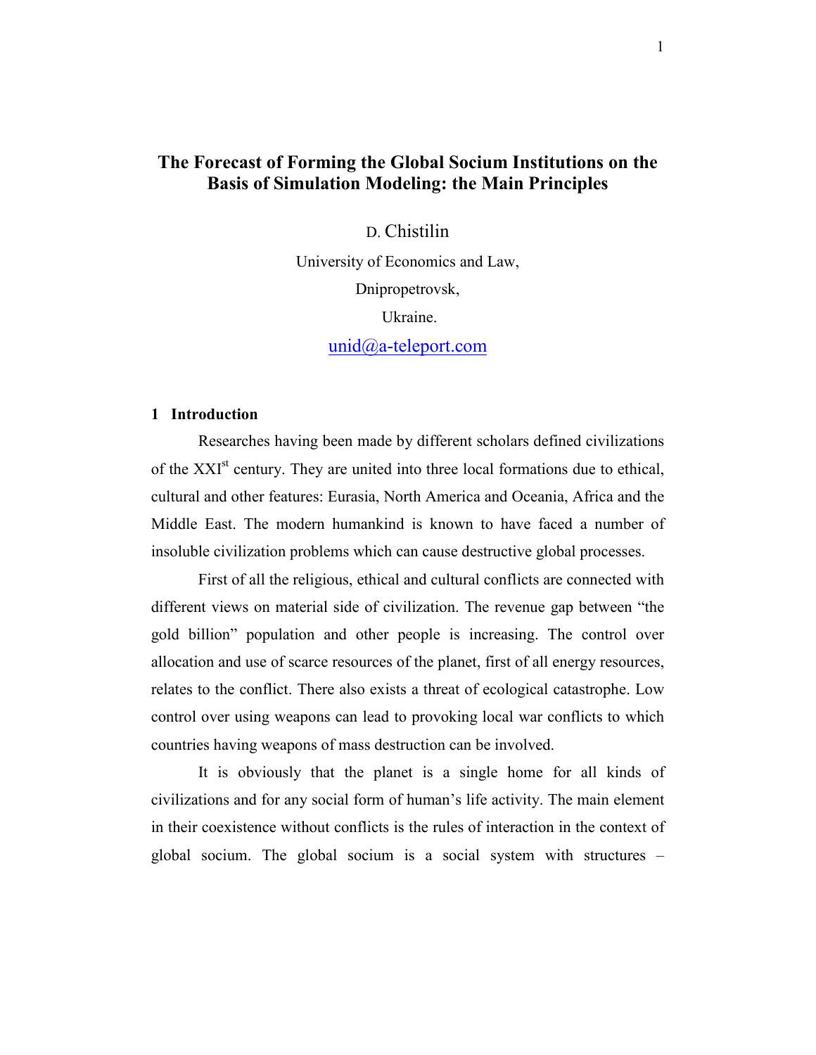# The Forecast of Forming the Global Socium Institutions on the Basis of Simulation Modeling: the Main Principles

D. Chistilin

University of Economics and Law,

Dnipropetrovsk,

Ukraine.

unid@a-teleport.com

## 1 Introduction

Researches having been made by different scholars defined civilizations of the XXI[st] century. They are united into three local formations due to ethical, cultural and other features: Eurasia, North America and Oceania, Africa and the Middle East. The modern humankind is known to have faced a number of insoluble civilization problems which can cause destructive global processes.

First of all the religious, ethical and cultural conflicts are connected with different views on material side of civilization. The revenue gap between "the gold billion" population and other people is increasing. The control over allocation and use of scarce resources of the planet, first of all energy resources, relates to the conflict. There also exists a threat of ecological catastrophe. Low control over using weapons can lead to provoking local war conflicts to which countries having weapons of mass destruction can be involved.

It is obviously that the planet is a single home for all kinds of civilizations and for any social form of human's life activity. The main element in their coexistence without conflicts is the rules of interaction in the context of global socium. The global socium is a social system with structures –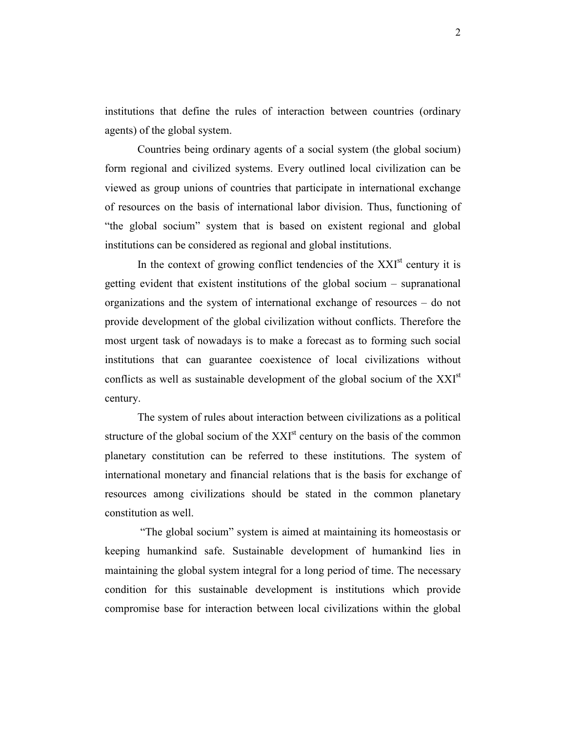institutions that define the rules of interaction between countries (ordinary agents) of the global system.

Countries being ordinary agents of a social system (the global socium) form regional and civilized systems. Every outlined local civilization can be viewed as group unions of countries that participate in international exchange of resources on the basis of international labor division. Thus, functioning of "the global socium" system that is based on existent regional and global institutions can be considered as regional and global institutions.

In the context of growing conflict tendencies of the XXI[st] century it is getting evident that existent institutions of the global socium – supranational organizations and the system of international exchange of resources – do not provide development of the global civilization without conflicts. Therefore the most urgent task of nowadays is to make a forecast as to forming such social institutions that can guarantee coexistence of local civilizations without conflicts as well as sustainable development of the global socium of the XXI[st] century.

The system of rules about interaction between civilizations as a political structure of the global socium of the XXI[st] century on the basis of the common planetary constitution can be referred to these institutions. The system of international monetary and financial relations that is the basis for exchange of resources among civilizations should be stated in the common planetary constitution as well.

"The global socium" system is aimed at maintaining its homeostasis or keeping humankind safe. Sustainable development of humankind lies in maintaining the global system integral for a long period of time. The necessary condition for this sustainable development is institutions which provide compromise base for interaction between local civilizations within the global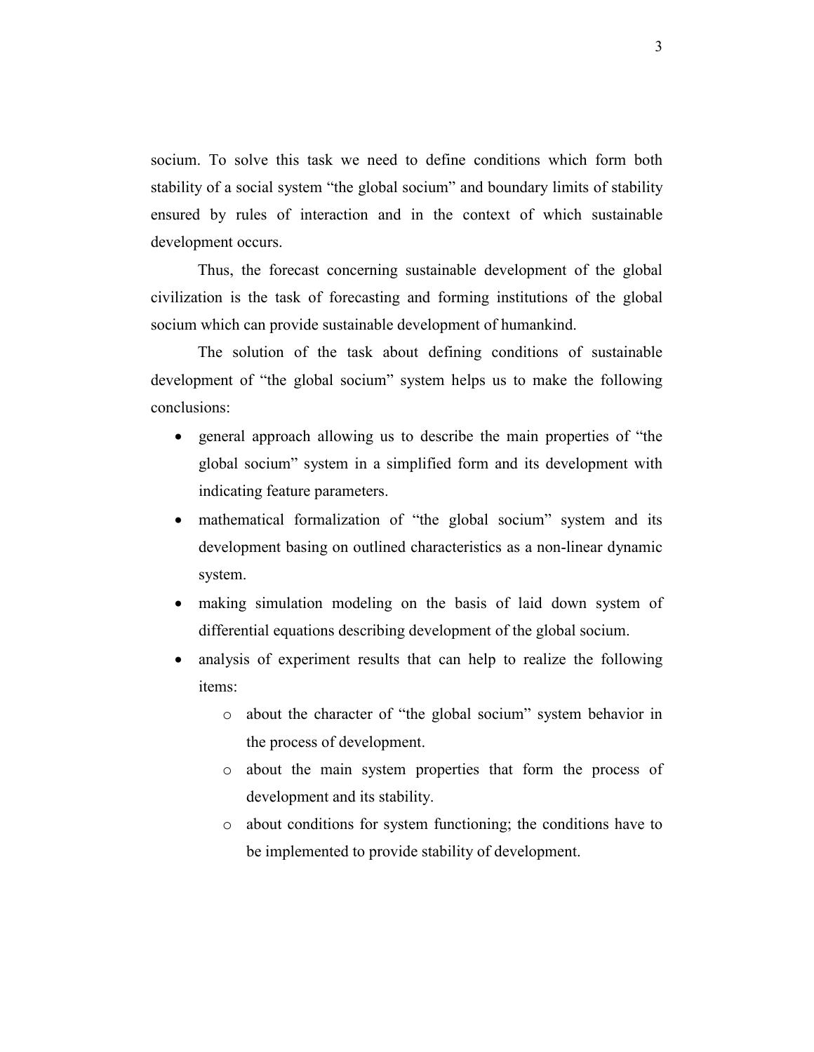socium. To solve this task we need to define conditions which form both stability of a social system "the global socium" and boundary limits of stability ensured by rules of interaction and in the context of which sustainable development occurs.

Thus, the forecast concerning sustainable development of the global civilization is the task of forecasting and forming institutions of the global socium which can provide sustainable development of humankind.

The solution of the task about defining conditions of sustainable development of "the global socium" system helps us to make the following conclusions:

- general approach allowing us to describe the main properties of "the global socium" system in a simplified form and its development with indicating feature parameters.
- mathematical formalization of "the global socium" system and its development basing on outlined characteristics as a non-linear dynamic system.
- making simulation modeling on the basis of laid down system of differential equations describing development of the global socium.
- analysis of experiment results that can help to realize the following items:
  - about the character of "the global socium" system behavior in the process of development.
  - about the main system properties that form the process of development and its stability.
  - about conditions for system functioning; the conditions have to be implemented to provide stability of development.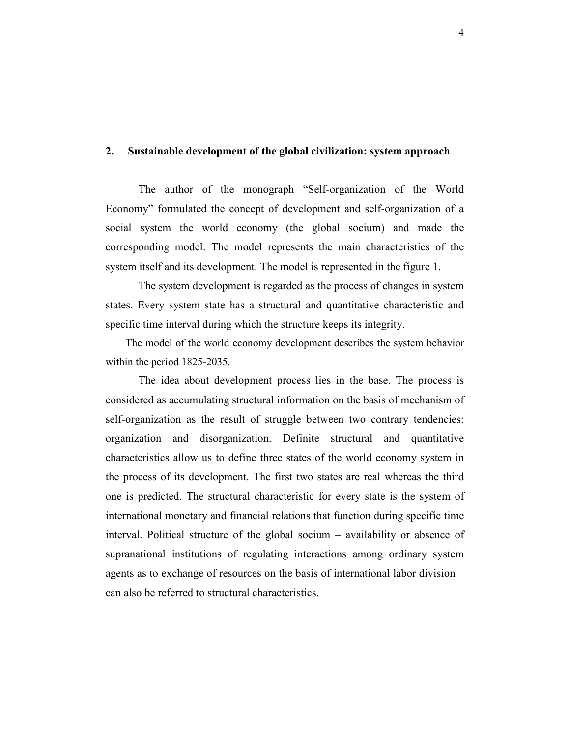## 2. Sustainable development of the global civilization: system approach

The author of the monograph “Self-organization of the World Economy” formulated the concept of development and self-organization of a social system the world economy (the global socium) and made the corresponding model. The model represents the main characteristics of the system itself and its development. The model is represented in the figure 1.

The system development is regarded as the process of changes in system states. Every system state has a structural and quantitative characteristic and specific time interval during which the structure keeps its integrity.

The model of the world economy development describes the system behavior within the period 1825-2035.

The idea about development process lies in the base. The process is considered as accumulating structural information on the basis of mechanism of self-organization as the result of struggle between two contrary tendencies: organization and disorganization. Definite structural and quantitative characteristics allow us to define three states of the world economy system in the process of its development. The first two states are real whereas the third one is predicted. The structural characteristic for every state is the system of international monetary and financial relations that function during specific time interval. Political structure of the global socium – availability or absence of supranational institutions of regulating interactions among ordinary system agents as to exchange of resources on the basis of international labor division – can also be referred to structural characteristics.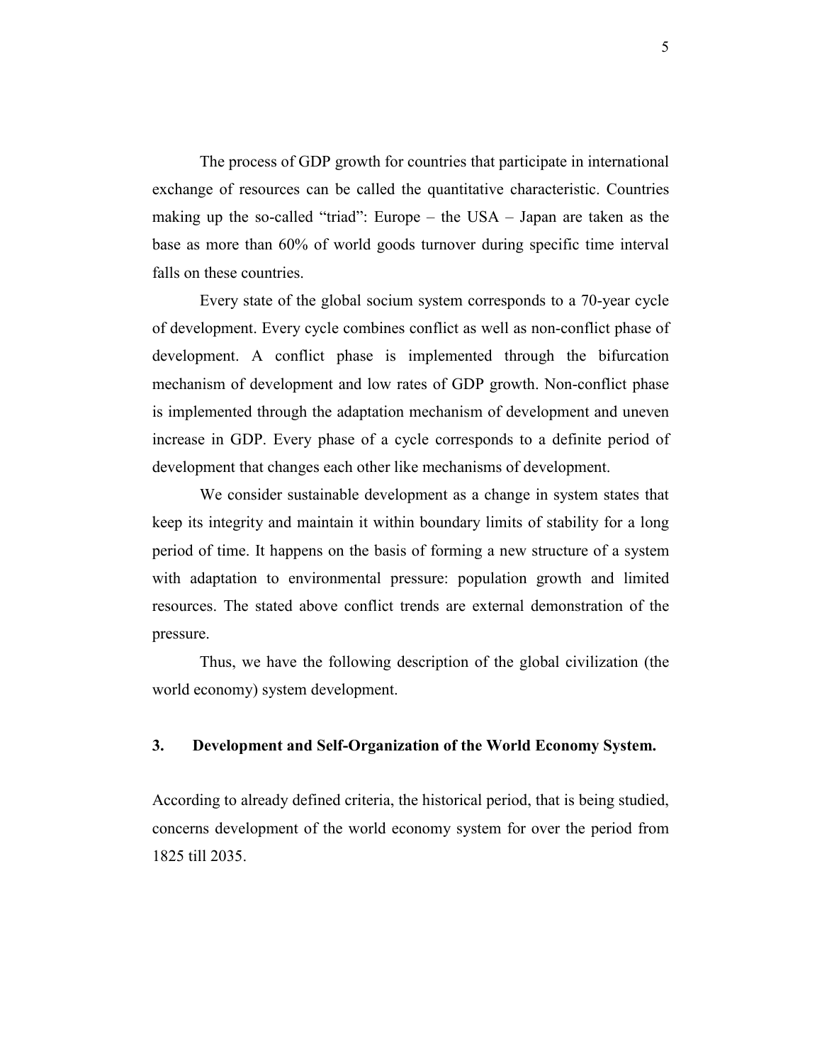The process of GDP growth for countries that participate in international exchange of resources can be called the quantitative characteristic. Countries making up the so-called "triad": Europe – the USA – Japan are taken as the base as more than 60% of world goods turnover during specific time interval falls on these countries.

Every state of the global socium system corresponds to a 70-year cycle of development. Every cycle combines conflict as well as non-conflict phase of development. A conflict phase is implemented through the bifurcation mechanism of development and low rates of GDP growth. Non-conflict phase is implemented through the adaptation mechanism of development and uneven increase in GDP. Every phase of a cycle corresponds to a definite period of development that changes each other like mechanisms of development.

We consider sustainable development as a change in system states that keep its integrity and maintain it within boundary limits of stability for a long period of time. It happens on the basis of forming a new structure of a system with adaptation to environmental pressure: population growth and limited resources. The stated above conflict trends are external demonstration of the pressure.

Thus, we have the following description of the global civilization (the world economy) system development.

## 3. Development and Self-Organization of the World Economy System.

According to already defined criteria, the historical period, that is being studied, concerns development of the world economy system for over the period from 1825 till 2035.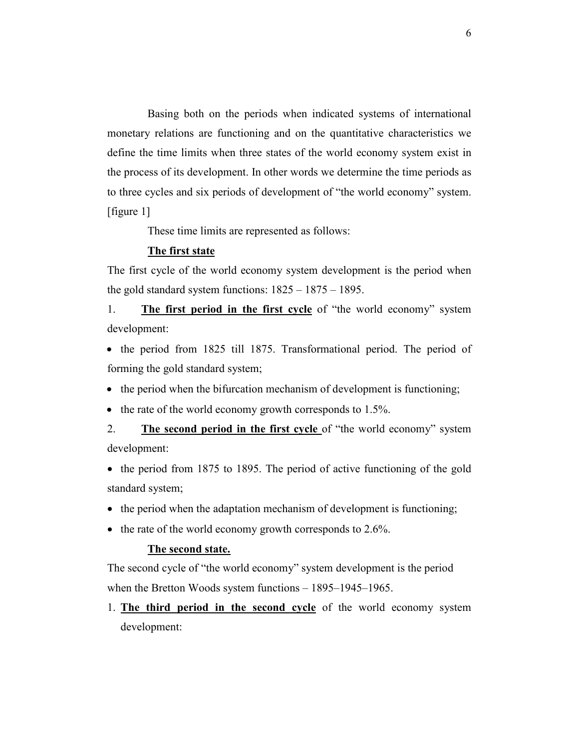Basing both on the periods when indicated systems of international monetary relations are functioning and on the quantitative characteristics we define the time limits when three states of the world economy system exist in the process of its development. In other words we determine the time periods as to three cycles and six periods of development of "the world economy" system. [figure 1]

These time limits are represented as follows:

**The first state**

The first cycle of the world economy system development is the period when the gold standard system functions: 1825 – 1875 – 1895.

1. **The first period in the first cycle** of "the world economy" system development:

- the period from 1825 till 1875. Transformational period. The period of forming the gold standard system;
- the period when the bifurcation mechanism of development is functioning;
- the rate of the world economy growth corresponds to 1.5%.

2. **The second period in the first cycle** of "the world economy" system development:

- the period from 1875 to 1895. The period of active functioning of the gold standard system;
- the period when the adaptation mechanism of development is functioning;
- the rate of the world economy growth corresponds to 2.6%.

**The second state.**

The second cycle of "the world economy" system development is the period when the Bretton Woods system functions – 1895–1945–1965.

1. **The third period in the second cycle** of the world economy system development: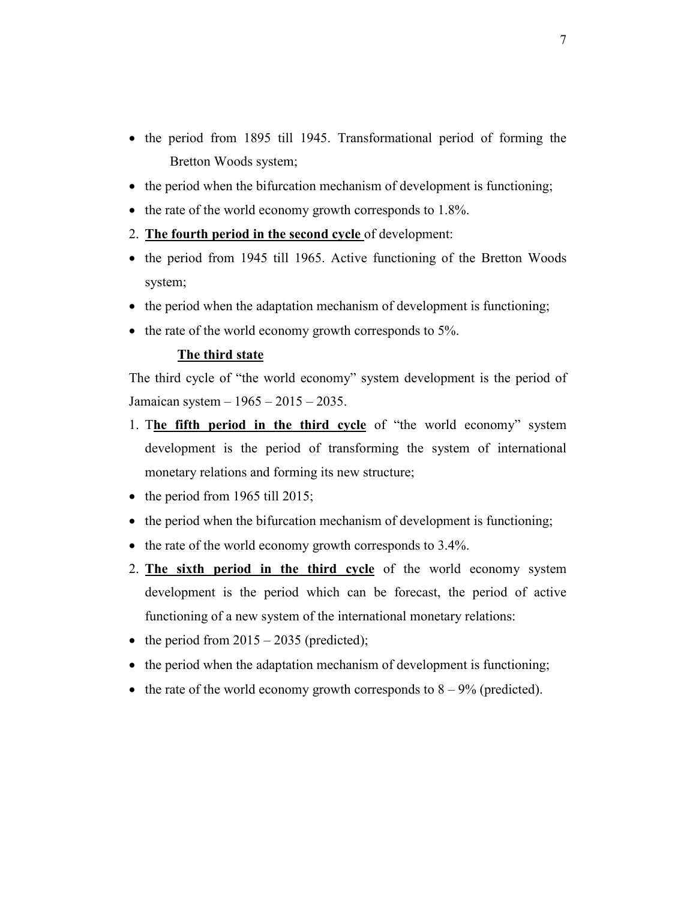- the period from 1895 till 1945. Transformational period of forming the Bretton Woods system;
- the period when the bifurcation mechanism of development is functioning;
- the rate of the world economy growth corresponds to 1.8%.

2. **The fourth period in the second cycle** of development:

- the period from 1945 till 1965. Active functioning of the Bretton Woods system;
- the period when the adaptation mechanism of development is functioning;
- the rate of the world economy growth corresponds to 5%.

**The third state**

The third cycle of "the world economy" system development is the period of Jamaican system – 1965 – 2015 – 2035.

1. T**he fifth period in the third cycle** of "the world economy" system development is the period of transforming the system of international monetary relations and forming its new structure;

- the period from 1965 till 2015;
- the period when the bifurcation mechanism of development is functioning;
- the rate of the world economy growth corresponds to 3.4%.

2. **The sixth period in the third cycle** of the world economy system development is the period which can be forecast, the period of active functioning of a new system of the international monetary relations:

- the period from 2015 – 2035 (predicted);
- the period when the adaptation mechanism of development is functioning;
- the rate of the world economy growth corresponds to 8 – 9% (predicted).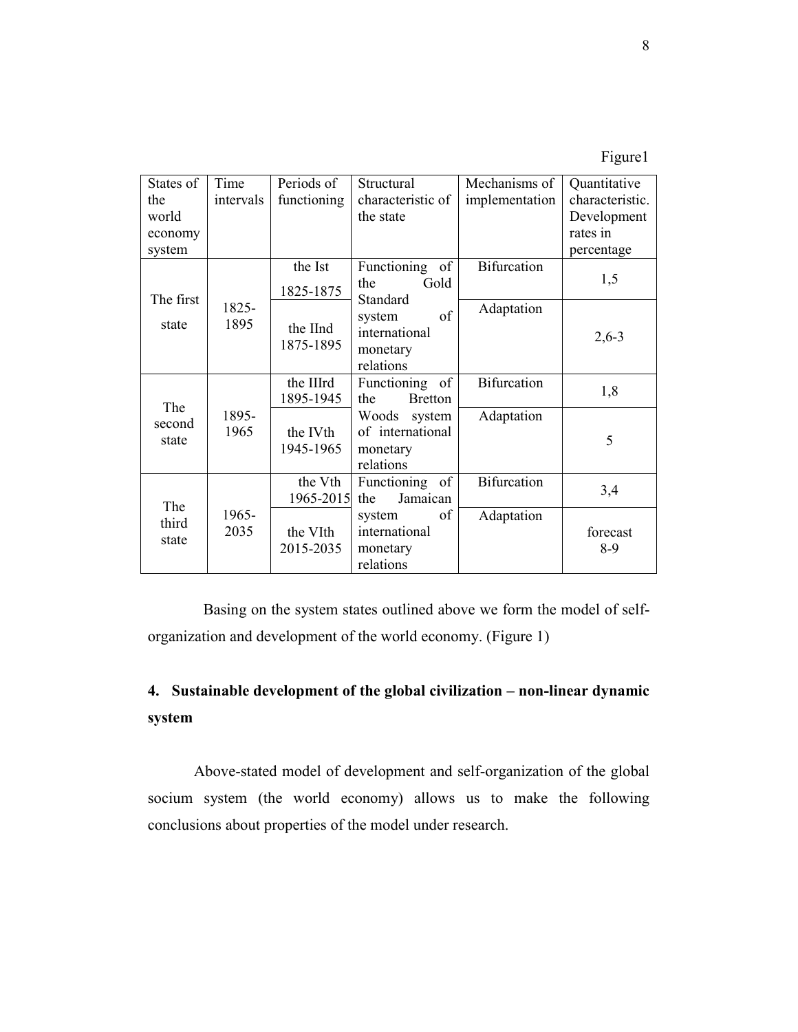Figure1

| States of the world economy system | Time intervals | Periods of functioning | Structural characteristic of the state | Mechanisms of implementation | Quantitative characteristic. Development rates in percentage |
|---|---|---|---|---|---|
| The first state | 1825-1895 | the Ist 1825-1875 | Functioning of the Gold Standard system of international monetary relations | Bifurcation | 1,5 |
| | | the IInd 1875-1895 | | Adaptation | 2,6-3 |
| The second state | 1895-1965 | the IIIrd 1895-1945 | Functioning of the Bretton Woods system of international monetary relations | Bifurcation | 1,8 |
| | | the IVth 1945-1965 | | Adaptation | 5 |
| The third state | 1965-2035 | the Vth 1965-2015 | Functioning of the Jamaican system of international monetary relations | Bifurcation | 3,4 |
| | | the VIth 2015-2035 | | Adaptation | forecast 8-9 |

Basing on the system states outlined above we form the model of self-organization and development of the world economy. (Figure 1)

## 4. Sustainable development of the global civilization – non-linear dynamic system

Above-stated model of development and self-organization of the global socium system (the world economy) allows us to make the following conclusions about properties of the model under research.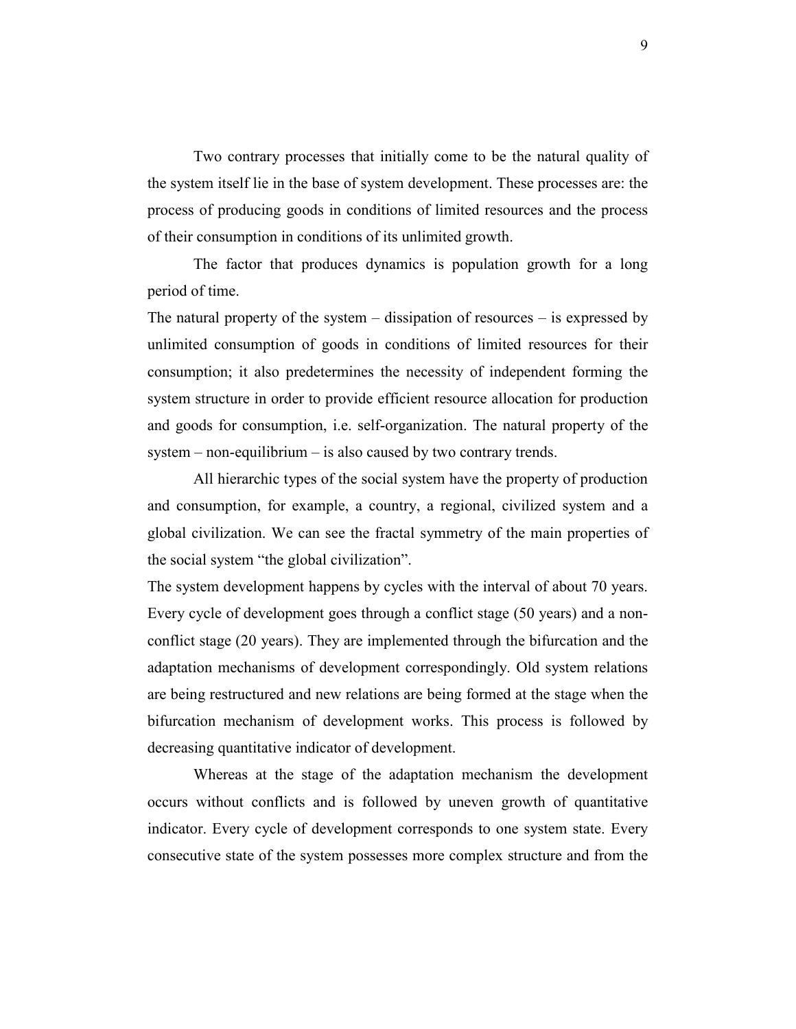Two contrary processes that initially come to be the natural quality of the system itself lie in the base of system development. These processes are: the process of producing goods in conditions of limited resources and the process of their consumption in conditions of its unlimited growth.

The factor that produces dynamics is population growth for a long period of time.

The natural property of the system – dissipation of resources – is expressed by unlimited consumption of goods in conditions of limited resources for their consumption; it also predetermines the necessity of independent forming the system structure in order to provide efficient resource allocation for production and goods for consumption, i.e. self-organization. The natural property of the system – non-equilibrium – is also caused by two contrary trends.

All hierarchic types of the social system have the property of production and consumption, for example, a country, a regional, civilized system and a global civilization. We can see the fractal symmetry of the main properties of the social system "the global civilization".

The system development happens by cycles with the interval of about 70 years. Every cycle of development goes through a conflict stage (50 years) and a non-conflict stage (20 years). They are implemented through the bifurcation and the adaptation mechanisms of development correspondingly. Old system relations are being restructured and new relations are being formed at the stage when the bifurcation mechanism of development works. This process is followed by decreasing quantitative indicator of development.

Whereas at the stage of the adaptation mechanism the development occurs without conflicts and is followed by uneven growth of quantitative indicator. Every cycle of development corresponds to one system state. Every consecutive state of the system possesses more complex structure and from the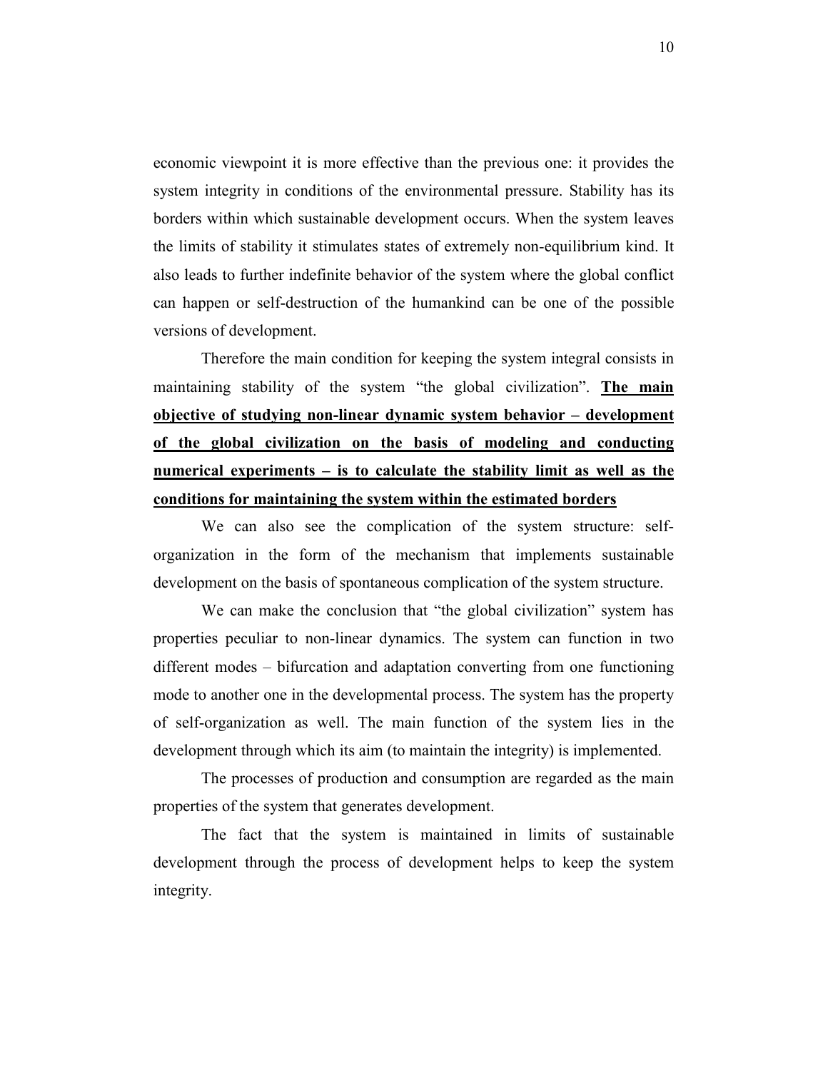economic viewpoint it is more effective than the previous one: it provides the system integrity in conditions of the environmental pressure. Stability has its borders within which sustainable development occurs. When the system leaves the limits of stability it stimulates states of extremely non-equilibrium kind. It also leads to further indefinite behavior of the system where the global conflict can happen or self-destruction of the humankind can be one of the possible versions of development.

Therefore the main condition for keeping the system integral consists in maintaining stability of the system "the global civilization". **<u>The main objective of studying non-linear dynamic system behavior – development of the global civilization on the basis of modeling and conducting numerical experiments – is to calculate the stability limit as well as the conditions for maintaining the system within the estimated borders</u>**

We can also see the complication of the system structure: self-organization in the form of the mechanism that implements sustainable development on the basis of spontaneous complication of the system structure.

We can make the conclusion that "the global civilization" system has properties peculiar to non-linear dynamics. The system can function in two different modes – bifurcation and adaptation converting from one functioning mode to another one in the developmental process. The system has the property of self-organization as well. The main function of the system lies in the development through which its aim (to maintain the integrity) is implemented.

The processes of production and consumption are regarded as the main properties of the system that generates development.

The fact that the system is maintained in limits of sustainable development through the process of development helps to keep the system integrity.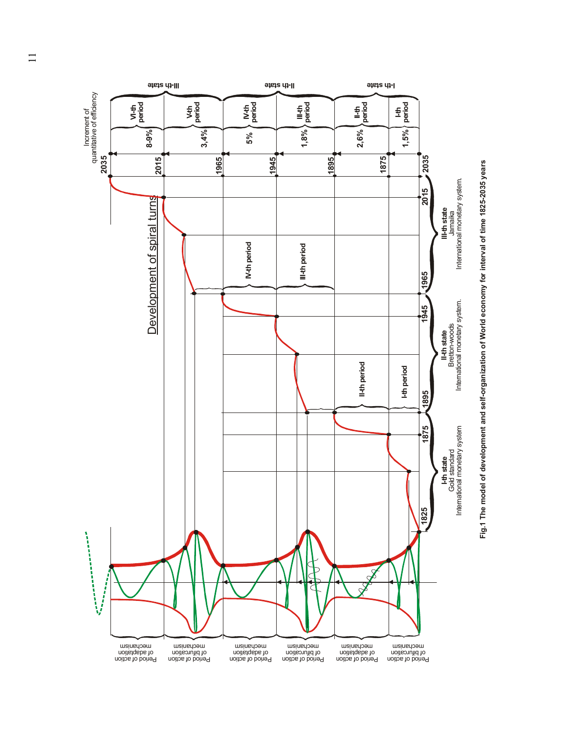**Fig.1 The model of development and self-organization of World economy for interval of time 1825-2035 years**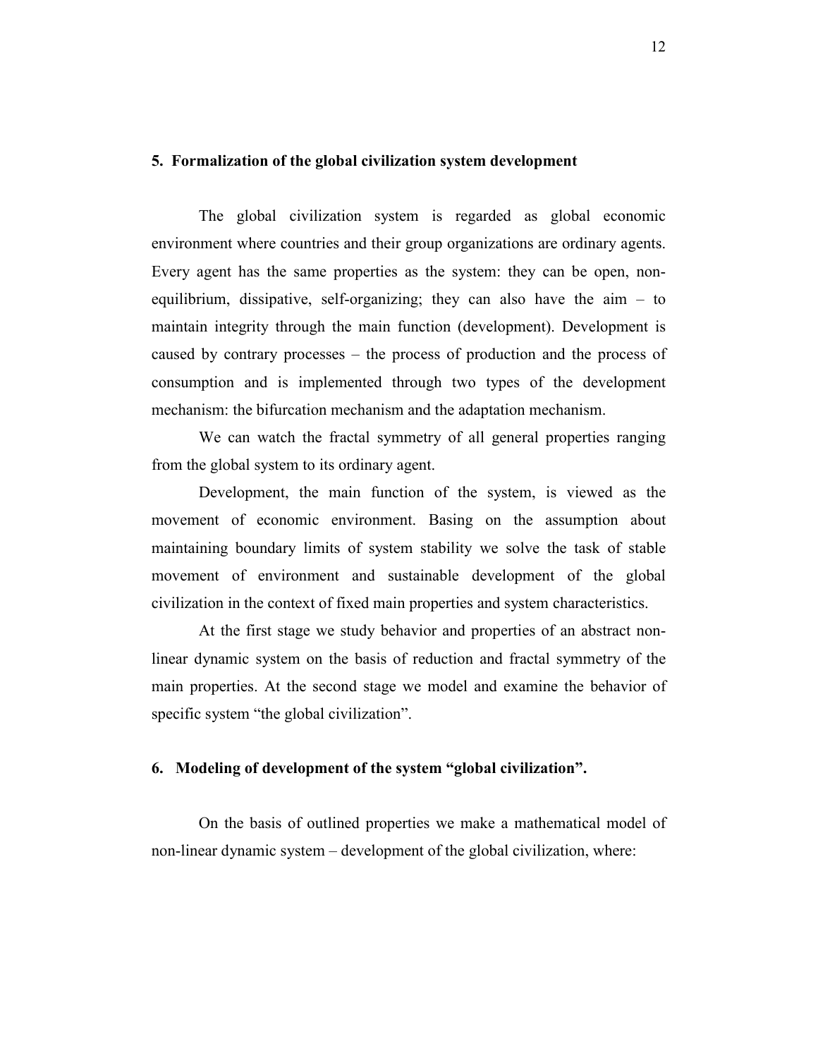## 5. Formalization of the global civilization system development

The global civilization system is regarded as global economic environment where countries and their group organizations are ordinary agents. Every agent has the same properties as the system: they can be open, non-equilibrium, dissipative, self-organizing; they can also have the aim – to maintain integrity through the main function (development). Development is caused by contrary processes – the process of production and the process of consumption and is implemented through two types of the development mechanism: the bifurcation mechanism and the adaptation mechanism.

We can watch the fractal symmetry of all general properties ranging from the global system to its ordinary agent.

Development, the main function of the system, is viewed as the movement of economic environment. Basing on the assumption about maintaining boundary limits of system stability we solve the task of stable movement of environment and sustainable development of the global civilization in the context of fixed main properties and system characteristics.

At the first stage we study behavior and properties of an abstract non-linear dynamic system on the basis of reduction and fractal symmetry of the main properties. At the second stage we model and examine the behavior of specific system "the global civilization".

## 6. Modeling of development of the system "global civilization".

On the basis of outlined properties we make a mathematical model of non-linear dynamic system – development of the global civilization, where: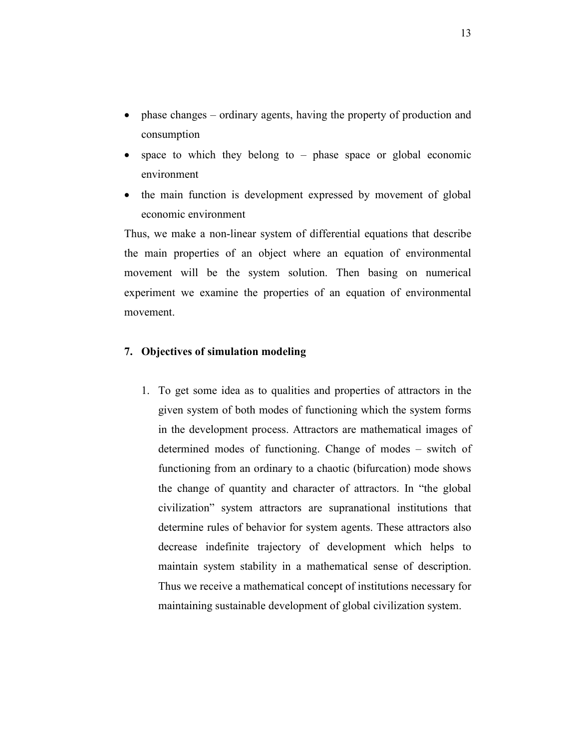- phase changes – ordinary agents, having the property of production and consumption
- space to which they belong to – phase space or global economic environment
- the main function is development expressed by movement of global economic environment

Thus, we make a non-linear system of differential equations that describe the main properties of an object where an equation of environmental movement will be the system solution. Then basing on numerical experiment we examine the properties of an equation of environmental movement.

## 7. Objectives of simulation modeling

1. To get some idea as to qualities and properties of attractors in the given system of both modes of functioning which the system forms in the development process. Attractors are mathematical images of determined modes of functioning. Change of modes – switch of functioning from an ordinary to a chaotic (bifurcation) mode shows the change of quantity and character of attractors. In "the global civilization" system attractors are supranational institutions that determine rules of behavior for system agents. These attractors also decrease indefinite trajectory of development which helps to maintain system stability in a mathematical sense of description. Thus we receive a mathematical concept of institutions necessary for maintaining sustainable development of global civilization system.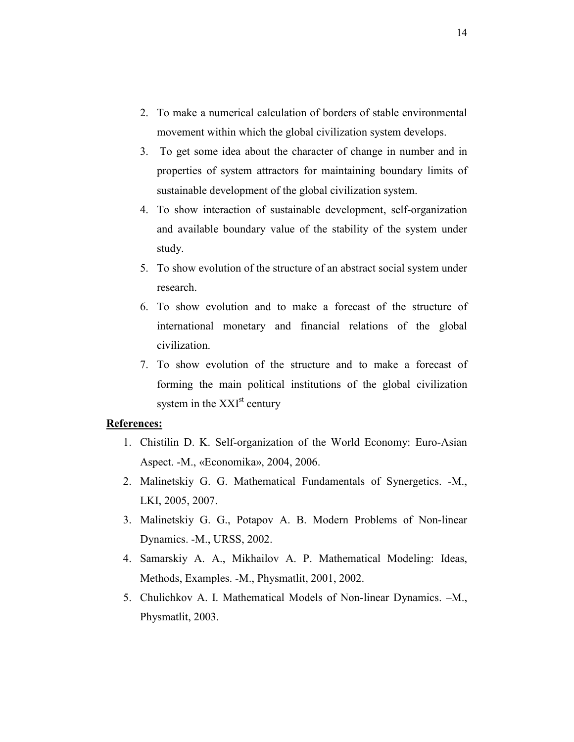2. To make a numerical calculation of borders of stable environmental movement within which the global civilization system develops.
3. To get some idea about the character of change in number and in properties of system attractors for maintaining boundary limits of sustainable development of the global civilization system.
4. To show interaction of sustainable development, self-organization and available boundary value of the stability of the system under study.
5. To show evolution of the structure of an abstract social system under research.
6. To show evolution and to make a forecast of the structure of international monetary and financial relations of the global civilization.
7. To show evolution of the structure and to make a forecast of forming the main political institutions of the global civilization system in the XXI$^{st}$ century

**References:**

1. Chistilin D. K. Self-organization of the World Economy: Euro-Asian Aspect. -M., «Economika», 2004, 2006.
2. Malinetskiy G. G. Mathematical Fundamentals of Synergetics. -M., LKI, 2005, 2007.
3. Malinetskiy G. G., Potapov A. B. Modern Problems of Non-linear Dynamics. -M., URSS, 2002.
4. Samarskiy A. A., Mikhailov A. P. Mathematical Modeling: Ideas, Methods, Examples. -M., Physmatlit, 2001, 2002.
5. Chulichkov A. I. Mathematical Models of Non-linear Dynamics. –M., Physmatlit, 2003.